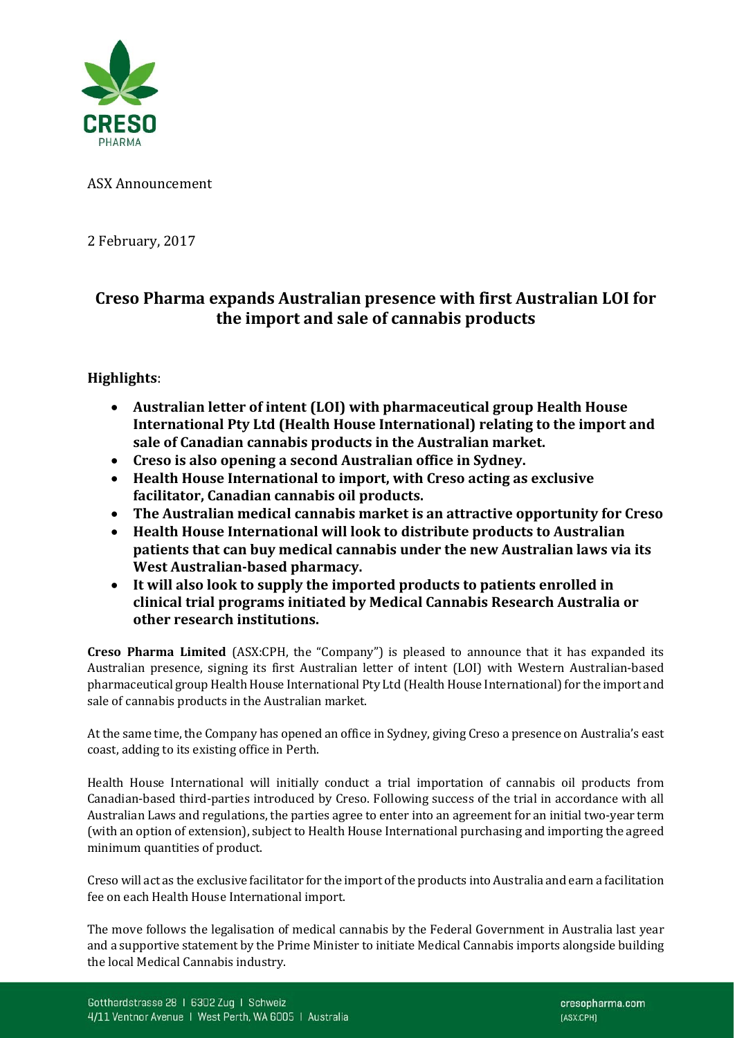ASX Announcement

2 February, 2017

# Creso Pharma expands Australian presence with first Australian LOI for the import and sale of cannabis products

**Highlights**:

- **Australian letter of intent (LOI) with pharmaceutical group Health House International Pty Ltd (Health House International) relating to the import and sale of Canadian cannabis products in the Australian market.**
- **Creso is also opening a second Australian office in Sydney.**
- **Health House International to import, with Creso acting as exclusive facilitator, Canadian cannabis oil products.**
- **The Australian medical cannabis market is an attractive opportunity for Creso**
- **Health House International will look to distribute products to Australian patients that can buy medical cannabis under the new Australian laws via its West Australian-based pharmacy.**
- **It will also look to supply the imported products to patients enrolled in clinical trial programs initiated by Medical Cannabis Research Australia or other research institutions.**

**Creso Pharma Limited** (ASX:CPH, the "Company") is pleased to announce that it has expanded its Australian presence, signing its first Australian letter of intent (LOI) with Western Australian-based pharmaceutical group Health House International Pty Ltd (Health House International) for the import and sale of cannabis products in the Australian market.

At the same time, the Company has opened an office in Sydney, giving Creso a presence on Australia's east coast, adding to its existing office in Perth.

Health House International will initially conduct a trial importation of cannabis oil products from Canadian-based third-parties introduced by Creso. Following success of the trial in accordance with all Australian Laws and regulations, the parties agree to enter into an agreement for an initial two-year term (with an option of extension), subject to Health House International purchasing and importing the agreed minimum quantities of product.

Creso will act as the exclusive facilitator for the import of the products into Australia and earn a facilitation fee on each Health House International import.

The move follows the legalisation of medical cannabis by the Federal Government in Australia last year and a supportive statement by the Prime Minister to initiate Medical Cannabis imports alongside building the local Medical Cannabis industry.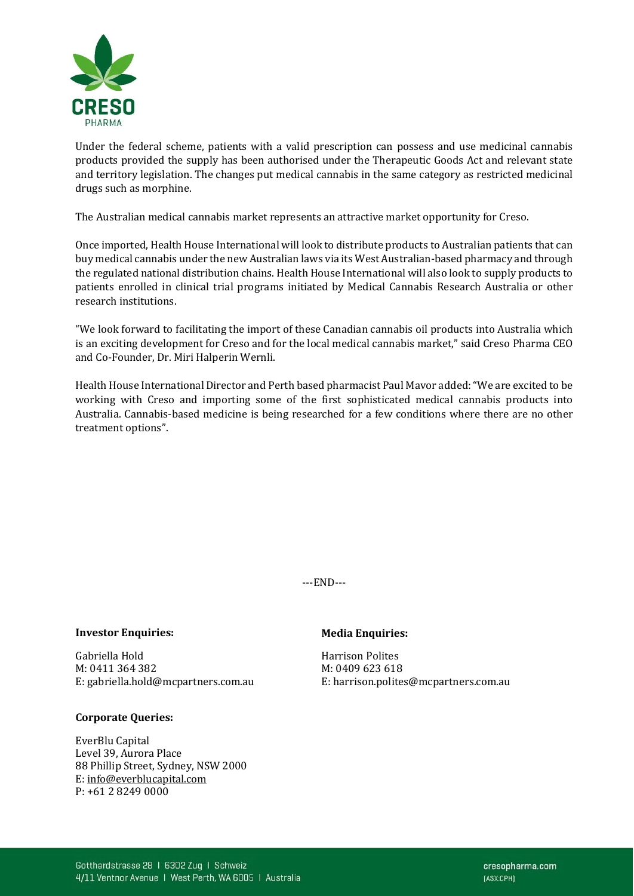Under the federal scheme, patients with a valid prescription can possess and use medicinal cannabis products provided the supply has been authorised under the Therapeutic Goods Act and relevant state and territory legislation. The changes put medical cannabis in the same category as restricted medicinal drugs such as morphine.

The Australian medical cannabis market represents an attractive market opportunity for Creso.

Once imported, Health House International will look to distribute products to Australian patients that can buy medical cannabis under the new Australian laws via its West Australian-based pharmacy and through the regulated national distribution chains. Health House International will also look to supply products to patients enrolled in clinical trial programs initiated by Medical Cannabis Research Australia or other research institutions.

"We look forward to facilitating the import of these Canadian cannabis oil products into Australia which is an exciting development for Creso and for the local medical cannabis market," said Creso Pharma CEO and Co-Founder, Dr. Miri Halperin Wernli.

Health House International Director and Perth based pharmacist Paul Mavor added: "We are excited to be working with Creso and importing some of the first sophisticated medical cannabis products into Australia. Cannabis-based medicine is being researched for a few conditions where there are no other treatment options".

---END---

**Investor Enquiries:**

Gabriella Hold
M: 0411 364 382
E: gabriella.hold@mcpartners.com.au

**Media Enquiries:**

Harrison Polites
M: 0409 623 618
E: harrison.polites@mcpartners.com.au

**Corporate Queries:**

EverBlu Capital
Level 39, Aurora Place
88 Phillip Street, Sydney, NSW 2000
E: info@everblucapital.com
P: +61 2 8249 0000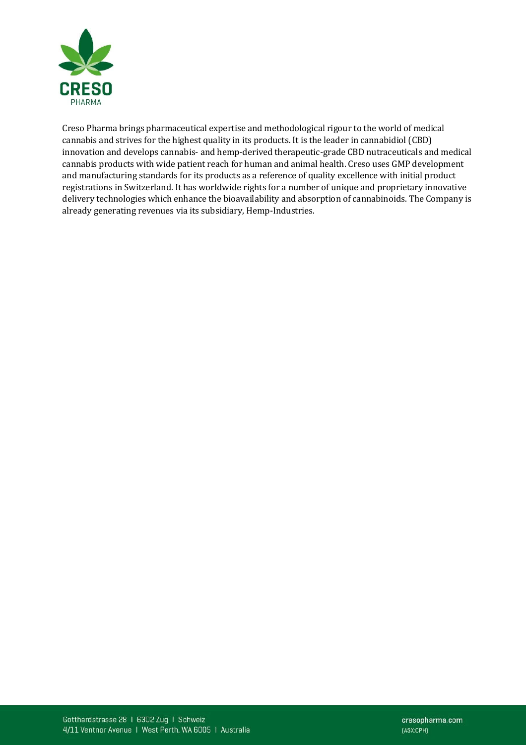Creso Pharma brings pharmaceutical expertise and methodological rigour to the world of medical cannabis and strives for the highest quality in its products. It is the leader in cannabidiol (CBD) innovation and develops cannabis- and hemp-derived therapeutic-grade CBD nutraceuticals and medical cannabis products with wide patient reach for human and animal health. Creso uses GMP development and manufacturing standards for its products as a reference of quality excellence with initial product registrations in Switzerland. It has worldwide rights for a number of unique and proprietary innovative delivery technologies which enhance the bioavailability and absorption of cannabinoids. The Company is already generating revenues via its subsidiary, Hemp-Industries.